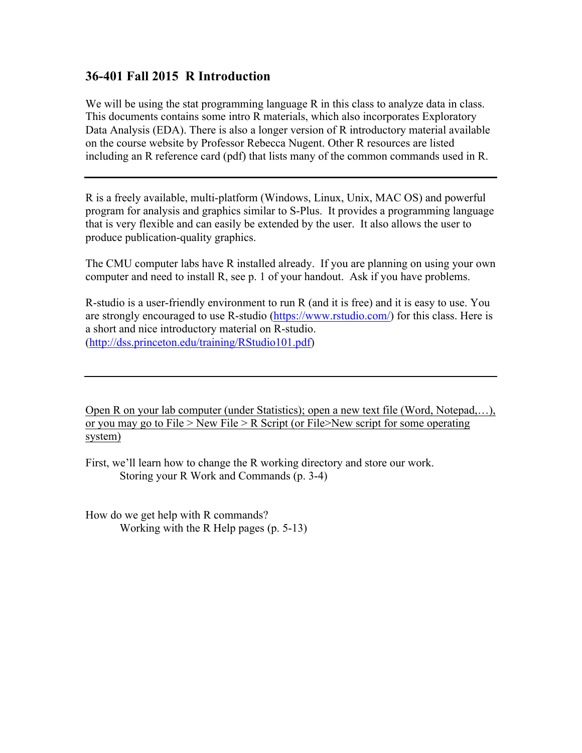## 36-401 Fall 2015 R Introduction

We will be using the stat programming language R in this class to analyze data in class. This documents contains some intro R materials, which also incorporates Exploratory Data Analysis (EDA). There is also a longer version of R introductory material available on the course website by Professor Rebecca Nugent. Other R resources are listed including an R reference card (pdf) that lists many of the common commands used in R.

---

R is a freely available, multi-platform (Windows, Linux, Unix, MAC OS) and powerful program for analysis and graphics similar to S-Plus. It provides a programming language that is very flexible and can easily be extended by the user. It also allows the user to produce publication-quality graphics.

The CMU computer labs have R installed already. If you are planning on using your own computer and need to install R, see p. 1 of your handout. Ask if you have problems.

R-studio is a user-friendly environment to run R (and it is free) and it is easy to use. You are strongly encouraged to use R-studio ([https://www.rstudio.com/](https://www.rstudio.com/)) for this class. Here is a short and nice introductory material on R-studio. ([http://dss.princeton.edu/training/RStudio101.pdf](http://dss.princeton.edu/training/RStudio101.pdf))

---

<u>Open R on your lab computer (under Statistics); open a new text file (Word, Notepad,…), or you may go to File > New File > R Script (or File>New script for some operating system)</u>

First, we'll learn how to change the R working directory and store our work.

Storing your R Work and Commands (p. 3-4)

How do we get help with R commands?

Working with the R Help pages (p. 5-13)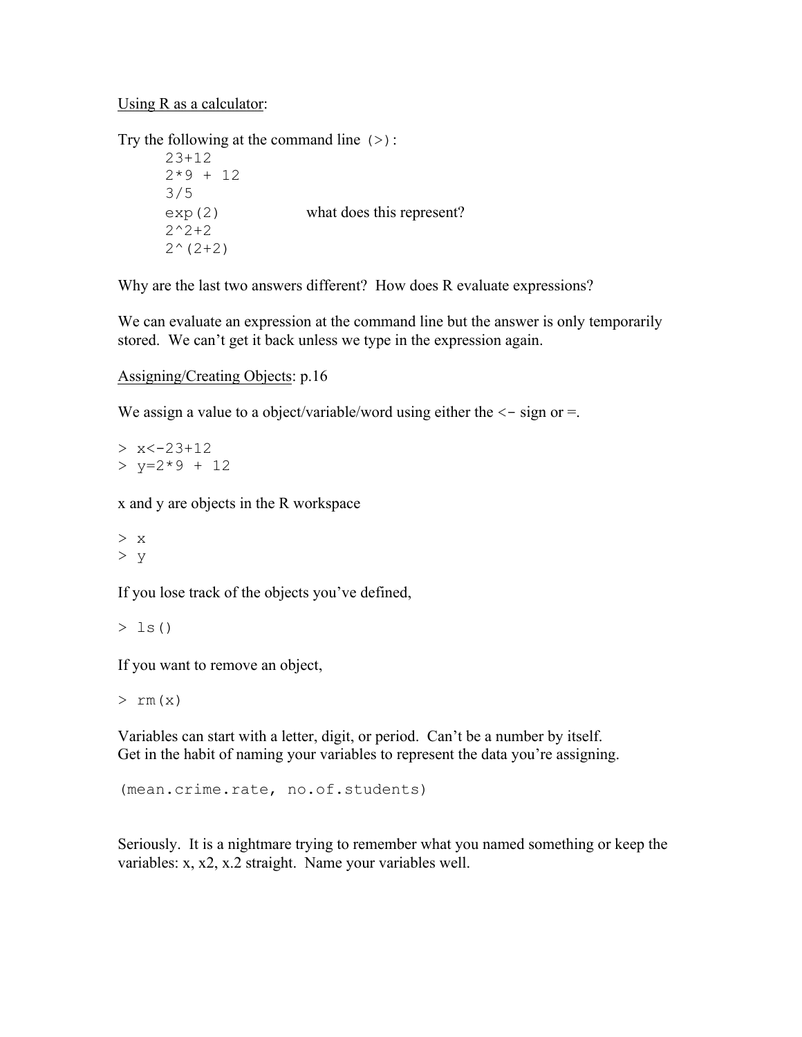<u>Using R as a calculator</u>:

Try the following at the command line `(>)`:

```
23+12
2*9 + 12
3/5
exp(2)            what does this represent?
2^2+2
2^(2+2)
```

Why are the last two answers different? How does R evaluate expressions?

We can evaluate an expression at the command line but the answer is only temporarily stored. We can't get it back unless we type in the expression again.

<u>Assigning/Creating Objects</u>: p.16

We assign a value to a object/variable/word using either the `<-` sign or =.

```
> x<-23+12
> y=2*9 + 12
```

x and y are objects in the R workspace

```
> x
> y
```

If you lose track of the objects you've defined,

```
> ls()
```

If you want to remove an object,

```
> rm(x)
```

Variables can start with a letter, digit, or period. Can't be a number by itself.
Get in the habit of naming your variables to represent the data you're assigning.

```
(mean.crime.rate, no.of.students)
```

Seriously. It is a nightmare trying to remember what you named something or keep the variables: x, x2, x.2 straight. Name your variables well.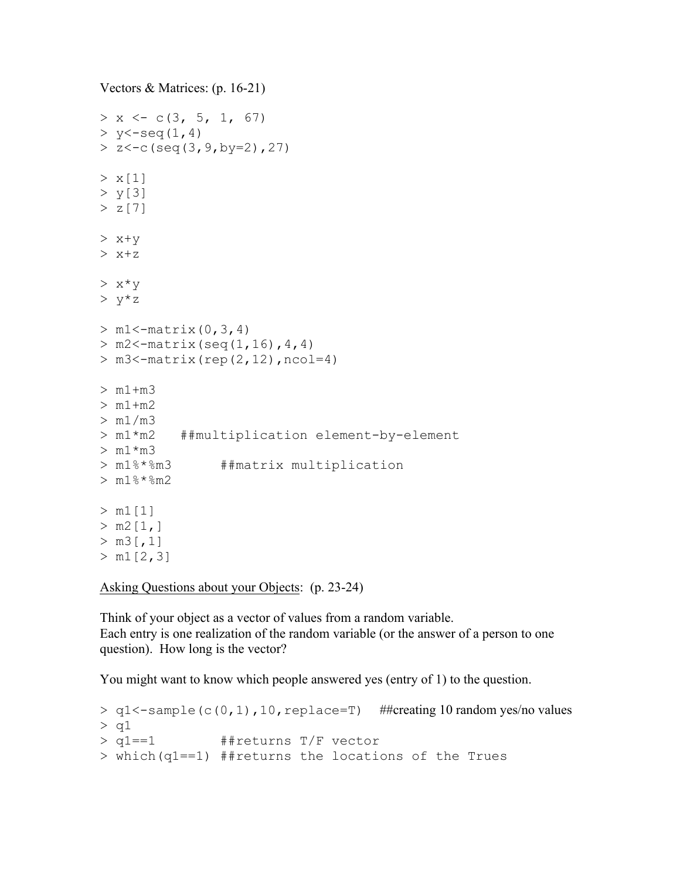Vectors & Matrices: (p. 16-21)

```
> x <- c(3, 5, 1, 67)
> y<-seq(1,4)
> z<-c(seq(3,9,by=2),27)

> x[1]
> y[3]
> z[7]

> x+y
> x+z

> x*y
> y*z

> m1<-matrix(0,3,4)
> m2<-matrix(seq(1,16),4,4)
> m3<-matrix(rep(2,12),ncol=4)

> m1+m3
> m1+m2
> m1/m3
> m1*m2   ##multiplication element-by-element
> m1*m3
> m1%*%m3      ##matrix multiplication
> m1%*%m2

> m1[1]
> m2[1,]
> m3[,1]
> m1[2,3]
```

<u>Asking Questions about your Objects</u>: (p. 23-24)

Think of your object as a vector of values from a random variable.
Each entry is one realization of the random variable (or the answer of a person to one question). How long is the vector?

You might want to know which people answered yes (entry of 1) to the question.

```
> q1<-sample(c(0,1),10,replace=T)   ##creating 10 random yes/no values
> q1
> q1==1        ##returns T/F vector
> which(q1==1) ##returns the locations of the Trues
```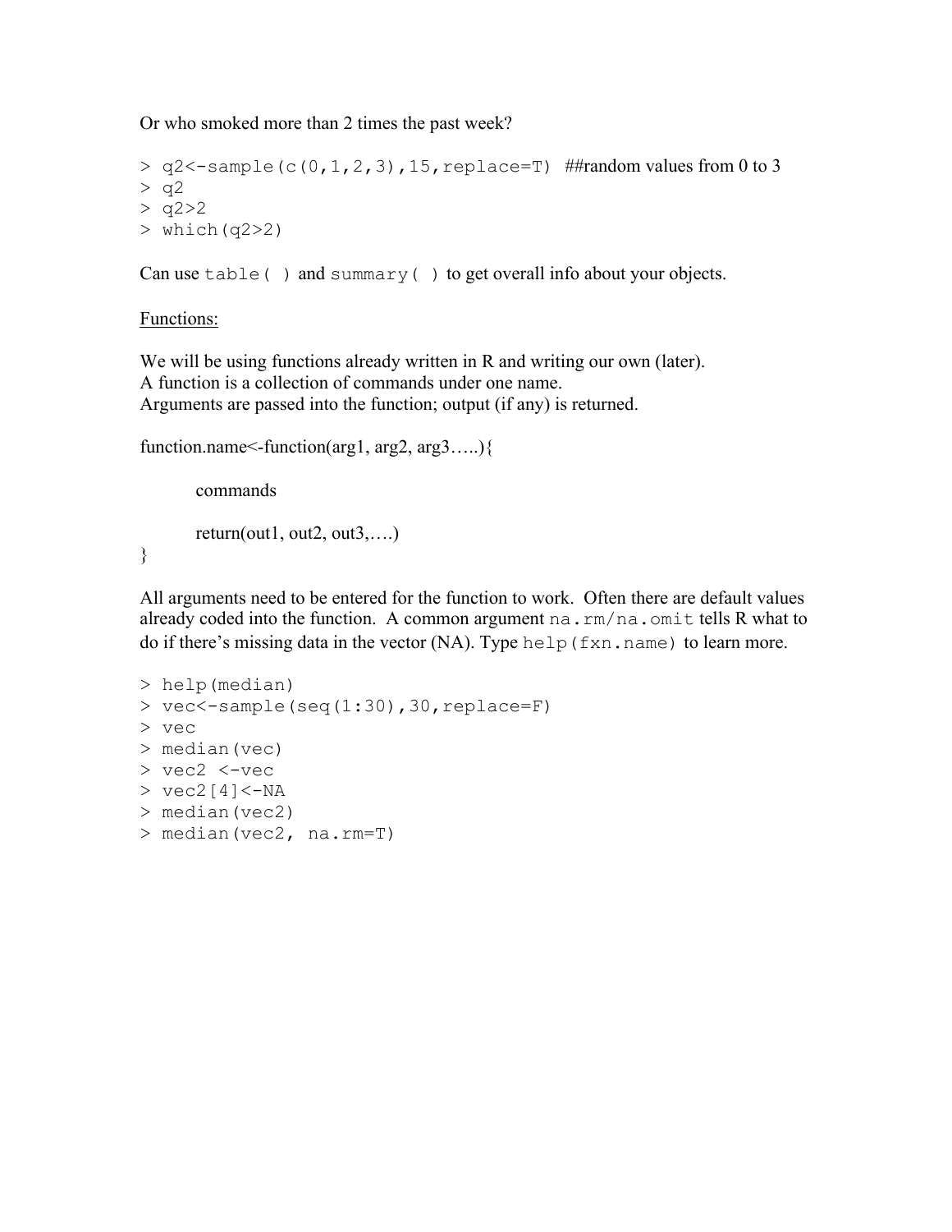Or who smoked more than 2 times the past week?

```
> q2<-sample(c(0,1,2,3),15,replace=T) ##random values from 0 to 3
> q2
> q2>2
> which(q2>2)
```

Can use `table( )` and `summary( )` to get overall info about your objects.

<u>Functions:</u>

We will be using functions already written in R and writing our own (later).
A function is a collection of commands under one name.
Arguments are passed into the function; output (if any) is returned.

```
function.name<-function(arg1, arg2, arg3…..){

        commands

        return(out1, out2, out3,….)
}
```

All arguments need to be entered for the function to work. Often there are default values already coded into the function. A common argument `na.rm/na.omit` tells R what to do if there's missing data in the vector (NA). Type `help(fxn.name)` to learn more.

```
> help(median)
> vec<-sample(seq(1:30),30,replace=F)
> vec
> median(vec)
> vec2 <-vec
> vec2[4]<-NA
> median(vec2)
> median(vec2, na.rm=T)
```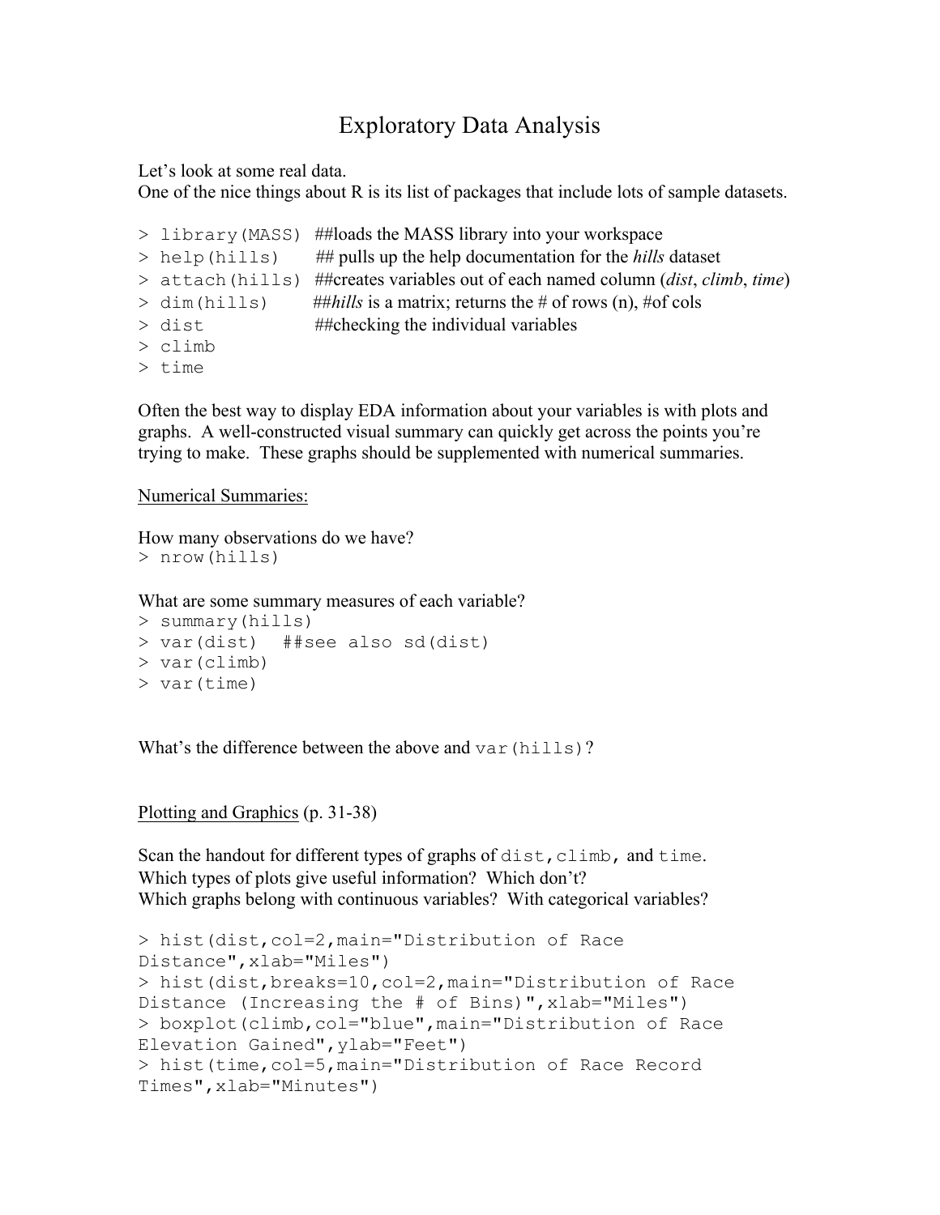# Exploratory Data Analysis

Let's look at some real data.
One of the nice things about R is its list of packages that include lots of sample datasets.

```
> library(MASS)  ##loads the MASS library into your workspace
> help(hills)    ## pulls up the help documentation for the hills dataset
> attach(hills)  ##creates variables out of each named column (dist, climb, time)
> dim(hills)     ##hills is a matrix; returns the # of rows (n), #of cols
> dist           ##checking the individual variables
> climb
> time
```

Often the best way to display EDA information about your variables is with plots and graphs. A well-constructed visual summary can quickly get across the points you're trying to make. These graphs should be supplemented with numerical summaries.

Numerical Summaries:

How many observations do we have?

```
> nrow(hills)
```

What are some summary measures of each variable?

```
> summary(hills)
> var(dist)  ##see also sd(dist)
> var(climb)
> var(time)
```

What's the difference between the above and `var(hills)`?

Plotting and Graphics (p. 31-38)

Scan the handout for different types of graphs of `dist`, `climb`, and `time`.
Which types of plots give useful information? Which don't?
Which graphs belong with continuous variables? With categorical variables?

```
> hist(dist,col=2,main="Distribution of Race
Distance",xlab="Miles")
> hist(dist,breaks=10,col=2,main="Distribution of Race
Distance (Increasing the # of Bins)",xlab="Miles")
> boxplot(climb,col="blue",main="Distribution of Race
Elevation Gained",ylab="Feet")
> hist(time,col=5,main="Distribution of Race Record
Times",xlab="Minutes")
```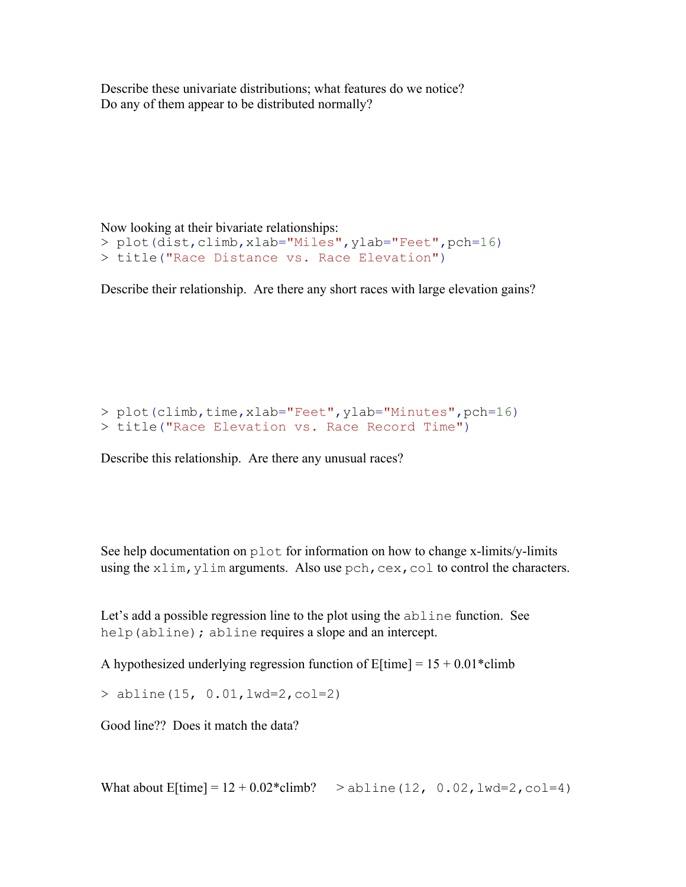Describe these univariate distributions; what features do we notice?
Do any of them appear to be distributed normally?

Now looking at their bivariate relationships:

```
> plot(dist,climb,xlab="Miles",ylab="Feet",pch=16)
> title("Race Distance vs. Race Elevation")
```

Describe their relationship. Are there any short races with large elevation gains?

```
> plot(climb,time,xlab="Feet",ylab="Minutes",pch=16)
> title("Race Elevation vs. Race Record Time")
```

Describe this relationship. Are there any unusual races?

See help documentation on `plot` for information on how to change x-limits/y-limits using the `xlim,ylim` arguments. Also use `pch,cex,col` to control the characters.

Let's add a possible regression line to the plot using the `abline` function. See `help(abline); abline` requires a slope and an intercept.

A hypothesized underlying regression function of E[time] = 15 + 0.01*climb

```
> abline(15, 0.01,lwd=2,col=2)
```

Good line?? Does it match the data?

What about E[time] = 12 + 0.02*climb?

```
> abline(12, 0.02,lwd=2,col=4)
```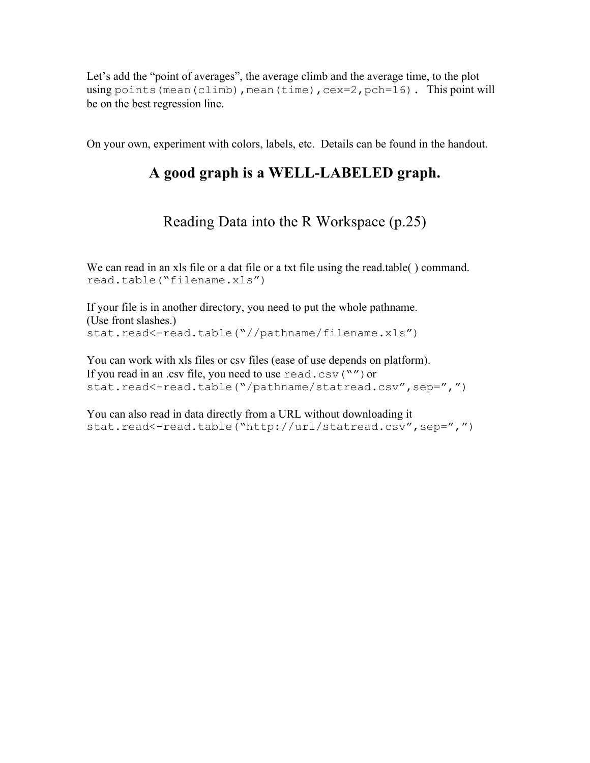Let's add the "point of averages", the average climb and the average time, to the plot using `points(mean(climb),mean(time),cex=2,pch=16)`. This point will be on the best regression line.

On your own, experiment with colors, labels, etc. Details can be found in the handout.

## A good graph is a WELL-LABELED graph.

## Reading Data into the R Workspace (p.25)

We can read in an xls file or a dat file or a txt file using the read.table( ) command.

```
read.table("filename.xls")
```

If your file is in another directory, you need to put the whole pathname.
(Use front slashes.)

```
stat.read<-read.table("//pathname/filename.xls")
```

You can work with xls files or csv files (ease of use depends on platform).
If you read in an .csv file, you need to use `read.csv("")` or

```
stat.read<-read.table("/pathname/statread.csv",sep=",")
```

You can also read in data directly from a URL without downloading it

```
stat.read<-read.table("http://url/statread.csv",sep=",")
```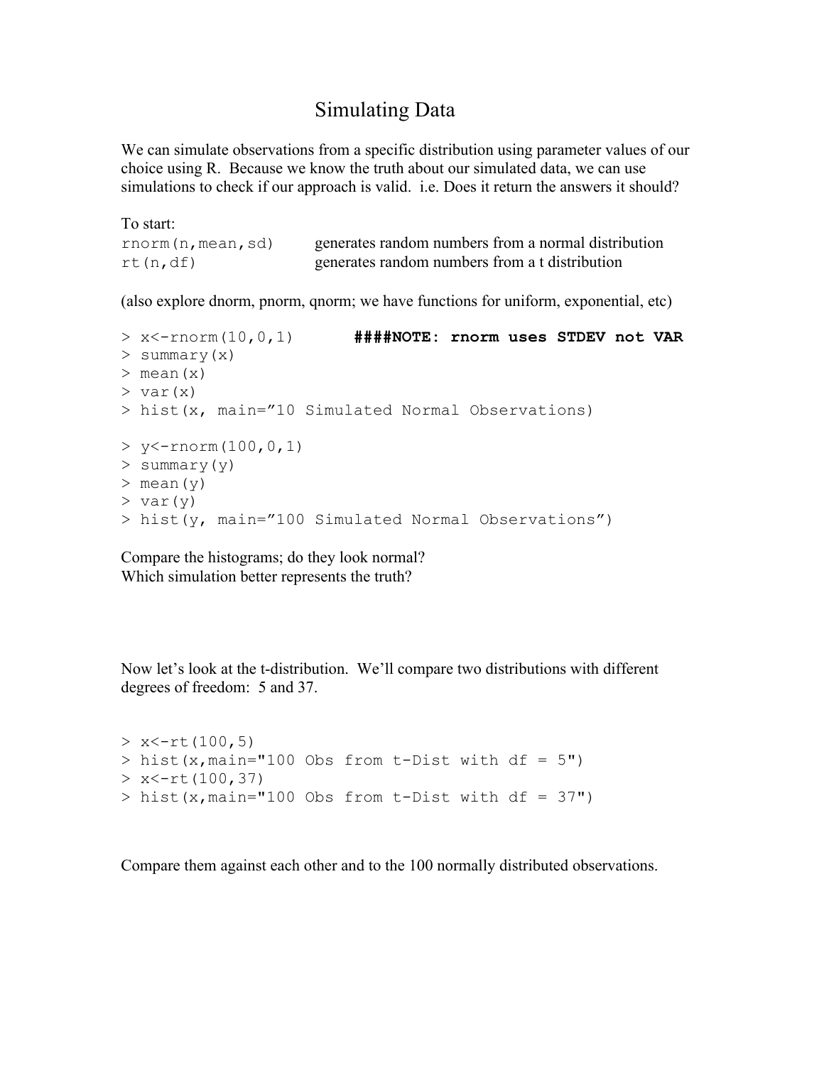# Simulating Data

We can simulate observations from a specific distribution using parameter values of our choice using R. Because we know the truth about our simulated data, we can use simulations to check if our approach is valid. i.e. Does it return the answers it should?

To start:

```
rnorm(n,mean,sd)       generates random numbers from a normal distribution
rt(n,df)               generates random numbers from a t distribution
```

(also explore dnorm, pnorm, qnorm; we have functions for uniform, exponential, etc)

```
> x<-rnorm(10,0,1)       ####NOTE: rnorm uses STDEV not VAR
> summary(x)
> mean(x)
> var(x)
> hist(x, main="10 Simulated Normal Observations)

> y<-rnorm(100,0,1)
> summary(y)
> mean(y)
> var(y)
> hist(y, main="100 Simulated Normal Observations")
```

Compare the histograms; do they look normal?
Which simulation better represents the truth?

Now let's look at the t-distribution. We'll compare two distributions with different degrees of freedom: 5 and 37.

```
> x<-rt(100,5)
> hist(x,main="100 Obs from t-Dist with df = 5")
> x<-rt(100,37)
> hist(x,main="100 Obs from t-Dist with df = 37")
```

Compare them against each other and to the 100 normally distributed observations.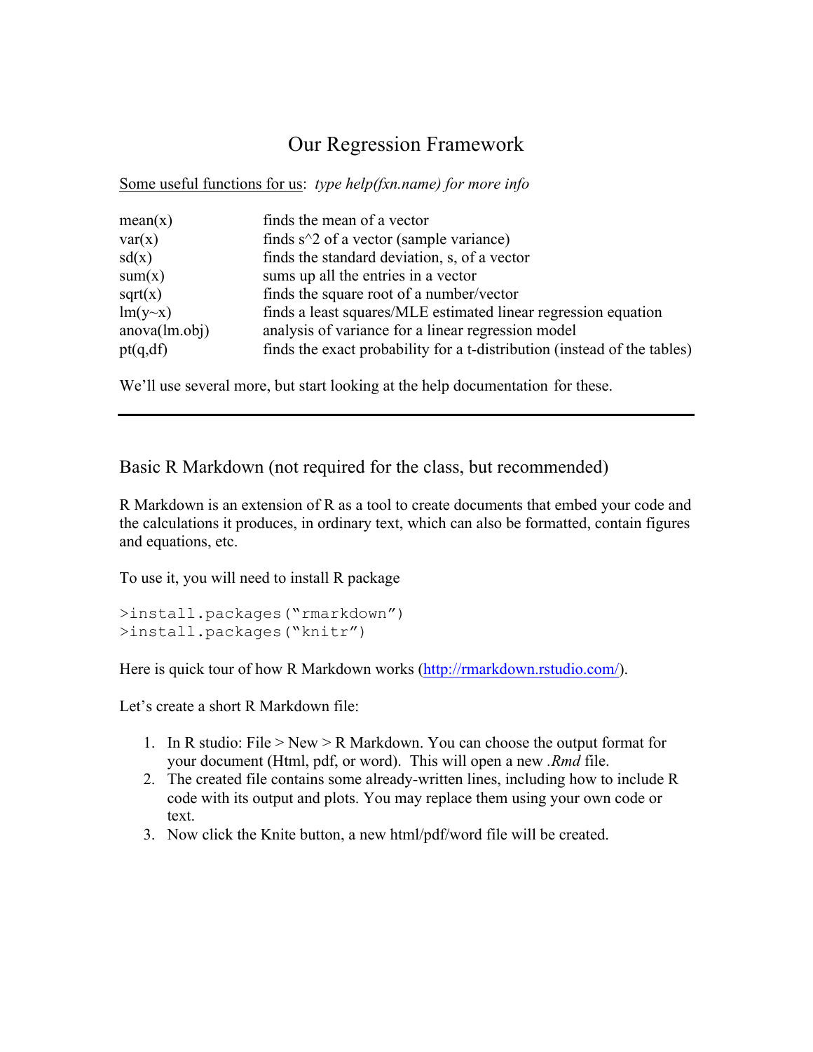# Our Regression Framework

<u>Some useful functions for us</u>: *type help(fxn.name) for more info*

| | |
|---|---|
| mean(x) | finds the mean of a vector |
| var(x) | finds s^2 of a vector (sample variance) |
| sd(x) | finds the standard deviation, s, of a vector |
| sum(x) | sums up all the entries in a vector |
| sqrt(x) | finds the square root of a number/vector |
| lm(y~x) | finds a least squares/MLE estimated linear regression equation |
| anova(lm.obj) | analysis of variance for a linear regression model |
| pt(q,df) | finds the exact probability for a t-distribution (instead of the tables) |

We'll use several more, but start looking at the help documentation for these.

---

## Basic R Markdown (not required for the class, but recommended)

R Markdown is an extension of R as a tool to create documents that embed your code and the calculations it produces, in ordinary text, which can also be formatted, contain figures and equations, etc.

To use it, you will need to install R package

```
>install.packages("rmarkdown")
>install.packages("knitr")
```

Here is quick tour of how R Markdown works (http://rmarkdown.rstudio.com/).

Let's create a short R Markdown file:

1. In R studio: File > New > R Markdown. You can choose the output format for your document (Html, pdf, or word). This will open a new *.Rmd* file.
2. The created file contains some already-written lines, including how to include R code with its output and plots. You may replace them using your own code or text.
3. Now click the Knite button, a new html/pdf/word file will be created.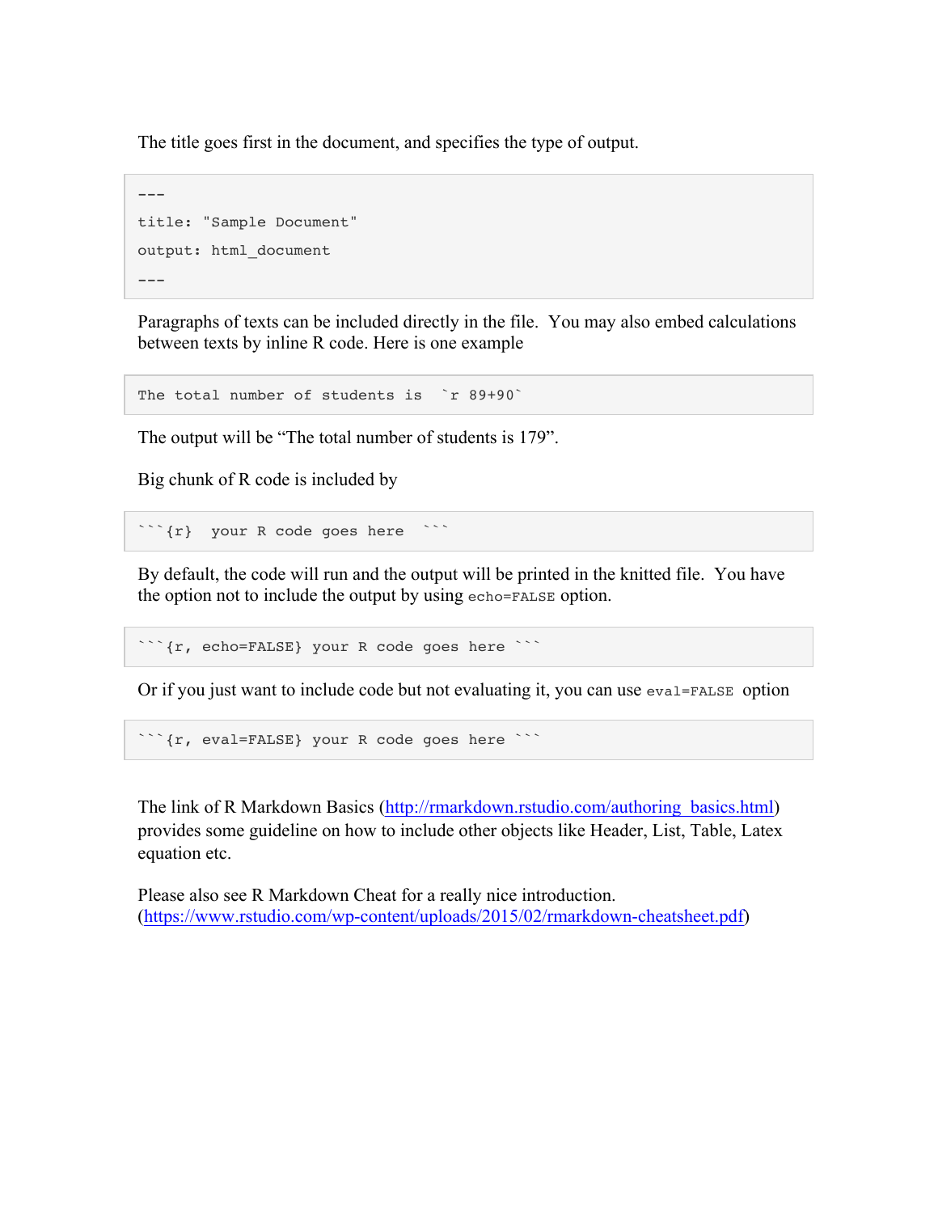The title goes first in the document, and specifies the type of output.

```
---
title: "Sample Document"
output: html_document
---
```

Paragraphs of texts can be included directly in the file. You may also embed calculations between texts by inline R code. Here is one example

```
The total number of students is  `r 89+90`
```

The output will be "The total number of students is 179".

Big chunk of R code is included by

````
```{r}  your R code goes here  ```
````

By default, the code will run and the output will be printed in the knitted file. You have the option not to include the output by using `echo=FALSE` option.

````
```{r, echo=FALSE} your R code goes here ```
````

Or if you just want to include code but not evaluating it, you can use `eval=FALSE` option

````
```{r, eval=FALSE} your R code goes here ```
````

The link of R Markdown Basics (http://rmarkdown.rstudio.com/authoring_basics.html) provides some guideline on how to include other objects like Header, List, Table, Latex equation etc.

Please also see R Markdown Cheat for a really nice introduction. (https://www.rstudio.com/wp-content/uploads/2015/02/rmarkdown-cheatsheet.pdf)